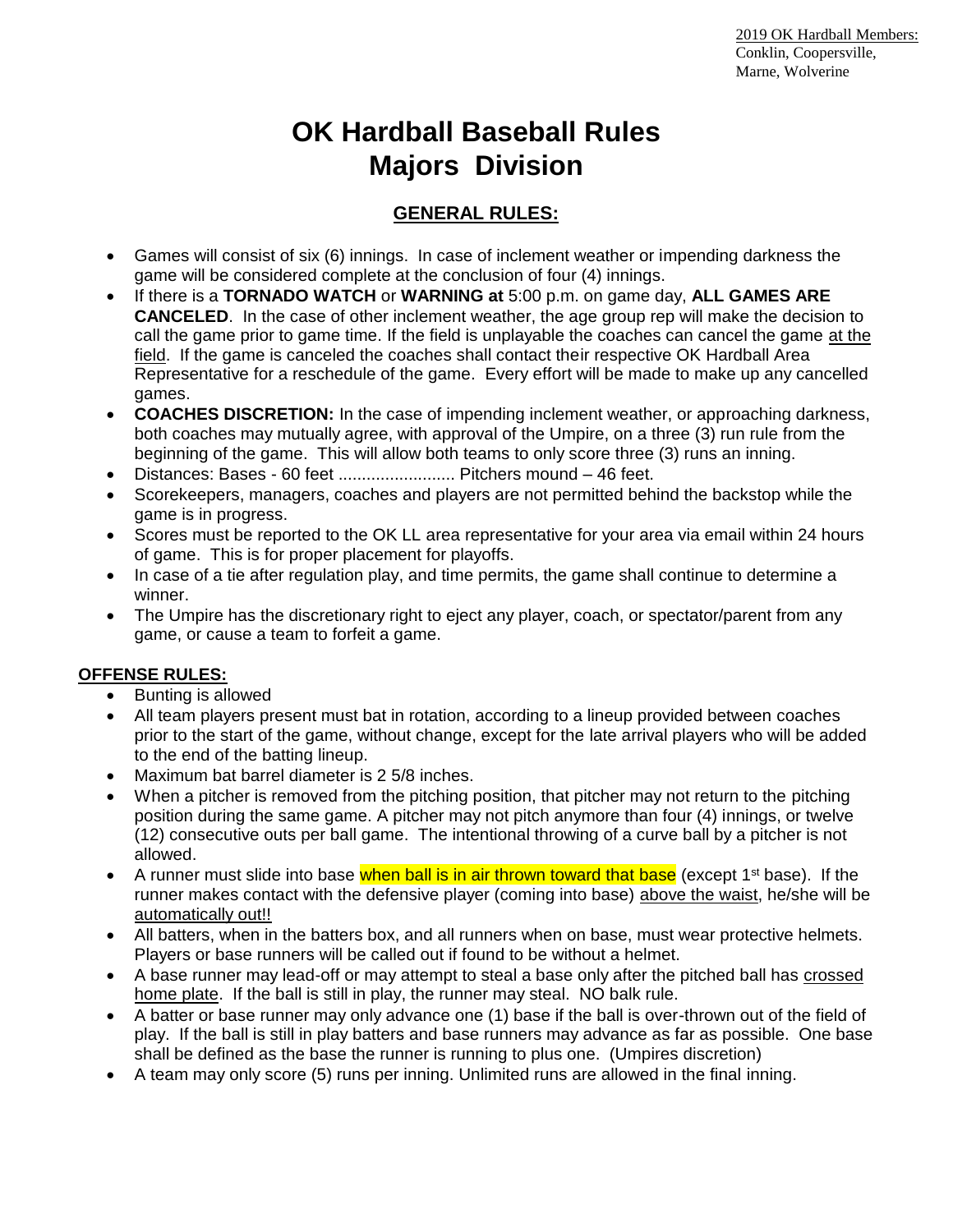2019 OK Hardball Members:
Conklin, Coopersville,
Marne, Wolverine

# OK Hardball Baseball Rules
# Majors Division

## GENERAL RULES:

- Games will consist of six (6) innings. In case of inclement weather or impending darkness the game will be considered complete at the conclusion of four (4) innings.
- If there is a **TORNADO WATCH** or **WARNING at** 5:00 p.m. on game day, **ALL GAMES ARE CANCELED**. In the case of other inclement weather, the age group rep will make the decision to call the game prior to game time. If the field is unplayable the coaches can cancel the game at the field. If the game is canceled the coaches shall contact their respective OK Hardball Area Representative for a reschedule of the game. Every effort will be made to make up any cancelled games.
- **COACHES DISCRETION:** In the case of impending inclement weather, or approaching darkness, both coaches may mutually agree, with approval of the Umpire, on a three (3) run rule from the beginning of the game. This will allow both teams to only score three (3) runs an inning.
- Distances: Bases - 60 feet ......................... Pitchers mound – 46 feet.
- Scorekeepers, managers, coaches and players are not permitted behind the backstop while the game is in progress.
- Scores must be reported to the OK LL area representative for your area via email within 24 hours of game. This is for proper placement for playoffs.
- In case of a tie after regulation play, and time permits, the game shall continue to determine a winner.
- The Umpire has the discretionary right to eject any player, coach, or spectator/parent from any game, or cause a team to forfeit a game.

### OFFENSE RULES:

- Bunting is allowed
- All team players present must bat in rotation, according to a lineup provided between coaches prior to the start of the game, without change, except for the late arrival players who will be added to the end of the batting lineup.
- Maximum bat barrel diameter is 2 5/8 inches.
- When a pitcher is removed from the pitching position, that pitcher may not return to the pitching position during the same game. A pitcher may not pitch anymore than four (4) innings, or twelve (12) consecutive outs per ball game. The intentional throwing of a curve ball by a pitcher is not allowed.
- A runner must slide into base when ball is in air thrown toward that base (except 1st base). If the runner makes contact with the defensive player (coming into base) above the waist, he/she will be automatically out!!
- All batters, when in the batters box, and all runners when on base, must wear protective helmets. Players or base runners will be called out if found to be without a helmet.
- A base runner may lead-off or may attempt to steal a base only after the pitched ball has crossed home plate. If the ball is still in play, the runner may steal. NO balk rule.
- A batter or base runner may only advance one (1) base if the ball is over-thrown out of the field of play. If the ball is still in play batters and base runners may advance as far as possible. One base shall be defined as the base the runner is running to plus one. (Umpires discretion)
- A team may only score (5) runs per inning. Unlimited runs are allowed in the final inning.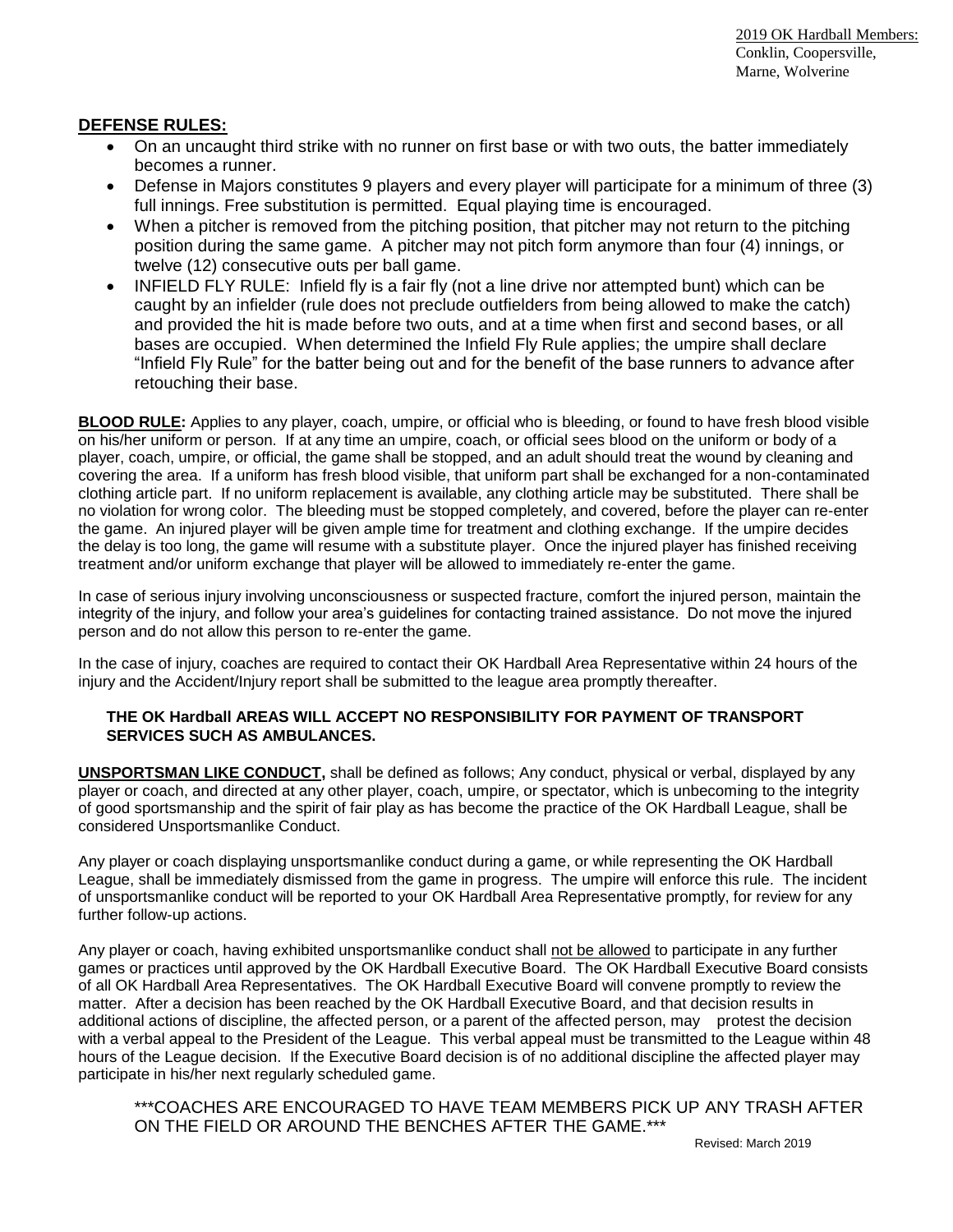2019 OK Hardball Members:
Conklin, Coopersville,
Marne, Wolverine

## DEFENSE RULES:

- On an uncaught third strike with no runner on first base or with two outs, the batter immediately becomes a runner.
- Defense in Majors constitutes 9 players and every player will participate for a minimum of three (3) full innings. Free substitution is permitted. Equal playing time is encouraged.
- When a pitcher is removed from the pitching position, that pitcher may not return to the pitching position during the same game. A pitcher may not pitch form anymore than four (4) innings, or twelve (12) consecutive outs per ball game.
- INFIELD FLY RULE: Infield fly is a fair fly (not a line drive nor attempted bunt) which can be caught by an infielder (rule does not preclude outfielders from being allowed to make the catch) and provided the hit is made before two outs, and at a time when first and second bases, or all bases are occupied. When determined the Infield Fly Rule applies; the umpire shall declare "Infield Fly Rule" for the batter being out and for the benefit of the base runners to advance after retouching their base.

**BLOOD RULE:** Applies to any player, coach, umpire, or official who is bleeding, or found to have fresh blood visible on his/her uniform or person. If at any time an umpire, coach, or official sees blood on the uniform or body of a player, coach, umpire, or official, the game shall be stopped, and an adult should treat the wound by cleaning and covering the area. If a uniform has fresh blood visible, that uniform part shall be exchanged for a non-contaminated clothing article part. If no uniform replacement is available, any clothing article may be substituted. There shall be no violation for wrong color. The bleeding must be stopped completely, and covered, before the player can re-enter the game. An injured player will be given ample time for treatment and clothing exchange. If the umpire decides the delay is too long, the game will resume with a substitute player. Once the injured player has finished receiving treatment and/or uniform exchange that player will be allowed to immediately re-enter the game.

In case of serious injury involving unconsciousness or suspected fracture, comfort the injured person, maintain the integrity of the injury, and follow your area's guidelines for contacting trained assistance. Do not move the injured person and do not allow this person to re-enter the game.

In the case of injury, coaches are required to contact their OK Hardball Area Representative within 24 hours of the injury and the Accident/Injury report shall be submitted to the league area promptly thereafter.

**THE OK Hardball AREAS WILL ACCEPT NO RESPONSIBILITY FOR PAYMENT OF TRANSPORT SERVICES SUCH AS AMBULANCES.**

**UNSPORTSMAN LIKE CONDUCT,** shall be defined as follows; Any conduct, physical or verbal, displayed by any player or coach, and directed at any other player, coach, umpire, or spectator, which is unbecoming to the integrity of good sportsmanship and the spirit of fair play as has become the practice of the OK Hardball League, shall be considered Unsportsmanlike Conduct.

Any player or coach displaying unsportsmanlike conduct during a game, or while representing the OK Hardball League, shall be immediately dismissed from the game in progress. The umpire will enforce this rule. The incident of unsportsmanlike conduct will be reported to your OK Hardball Area Representative promptly, for review for any further follow-up actions.

Any player or coach, having exhibited unsportsmanlike conduct shall not be allowed to participate in any further games or practices until approved by the OK Hardball Executive Board. The OK Hardball Executive Board consists of all OK Hardball Area Representatives. The OK Hardball Executive Board will convene promptly to review the matter. After a decision has been reached by the OK Hardball Executive Board, and that decision results in additional actions of discipline, the affected person, or a parent of the affected person, may protest the decision with a verbal appeal to the President of the League. This verbal appeal must be transmitted to the League within 48 hours of the League decision. If the Executive Board decision is of no additional discipline the affected player may participate in his/her next regularly scheduled game.

***COACHES ARE ENCOURAGED TO HAVE TEAM MEMBERS PICK UP ANY TRASH AFTER ON THE FIELD OR AROUND THE BENCHES AFTER THE GAME.***

Revised: March 2019